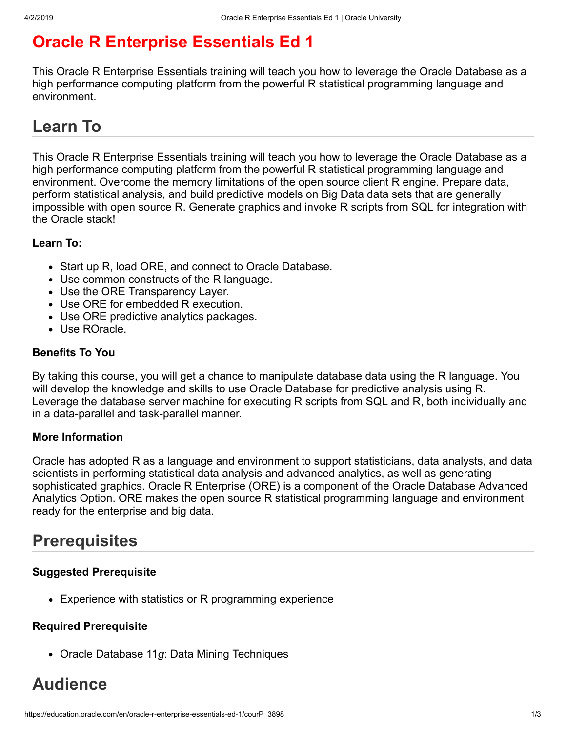# Oracle R Enterprise Essentials Ed 1

This Oracle R Enterprise Essentials training will teach you how to leverage the Oracle Database as a high performance computing platform from the powerful R statistical programming language and environment.

## Learn To

This Oracle R Enterprise Essentials training will teach you how to leverage the Oracle Database as a high performance computing platform from the powerful R statistical programming language and environment. Overcome the memory limitations of the open source client R engine. Prepare data, perform statistical analysis, and build predictive models on Big Data data sets that are generally impossible with open source R. Generate graphics and invoke R scripts from SQL for integration with the Oracle stack!

### Learn To:

- Start up R, load ORE, and connect to Oracle Database.
- Use common constructs of the R language.
- Use the ORE Transparency Layer.
- Use ORE for embedded R execution.
- Use ORE predictive analytics packages.
- Use ROracle.

### Benefits To You

By taking this course, you will get a chance to manipulate database data using the R language. You will develop the knowledge and skills to use Oracle Database for predictive analysis using R. Leverage the database server machine for executing R scripts from SQL and R, both individually and in a data-parallel and task-parallel manner.

### More Information

Oracle has adopted R as a language and environment to support statisticians, data analysts, and data scientists in performing statistical data analysis and advanced analytics, as well as generating sophisticated graphics. Oracle R Enterprise (ORE) is a component of the Oracle Database Advanced Analytics Option. ORE makes the open source R statistical programming language and environment ready for the enterprise and big data.

## Prerequisites

### Suggested Prerequisite

- Experience with statistics or R programming experience

### Required Prerequisite

- Oracle Database 11*g*: Data Mining Techniques

## Audience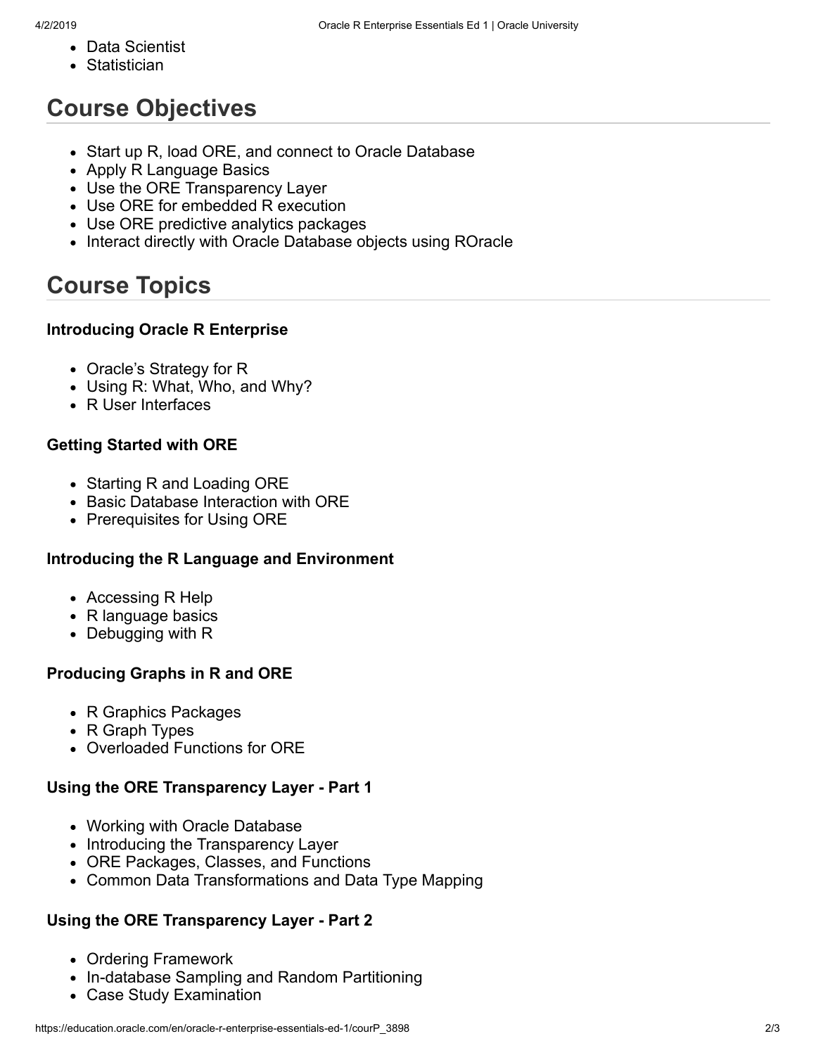- Data Scientist
- Statistician

## Course Objectives

- Start up R, load ORE, and connect to Oracle Database
- Apply R Language Basics
- Use the ORE Transparency Layer
- Use ORE for embedded R execution
- Use ORE predictive analytics packages
- Interact directly with Oracle Database objects using ROracle

## Course Topics

### Introducing Oracle R Enterprise

- Oracle's Strategy for R
- Using R: What, Who, and Why?
- R User Interfaces

### Getting Started with ORE

- Starting R and Loading ORE
- Basic Database Interaction with ORE
- Prerequisites for Using ORE

### Introducing the R Language and Environment

- Accessing R Help
- R language basics
- Debugging with R

### Producing Graphs in R and ORE

- R Graphics Packages
- R Graph Types
- Overloaded Functions for ORE

### Using the ORE Transparency Layer - Part 1

- Working with Oracle Database
- Introducing the Transparency Layer
- ORE Packages, Classes, and Functions
- Common Data Transformations and Data Type Mapping

### Using the ORE Transparency Layer - Part 2

- Ordering Framework
- In-database Sampling and Random Partitioning
- Case Study Examination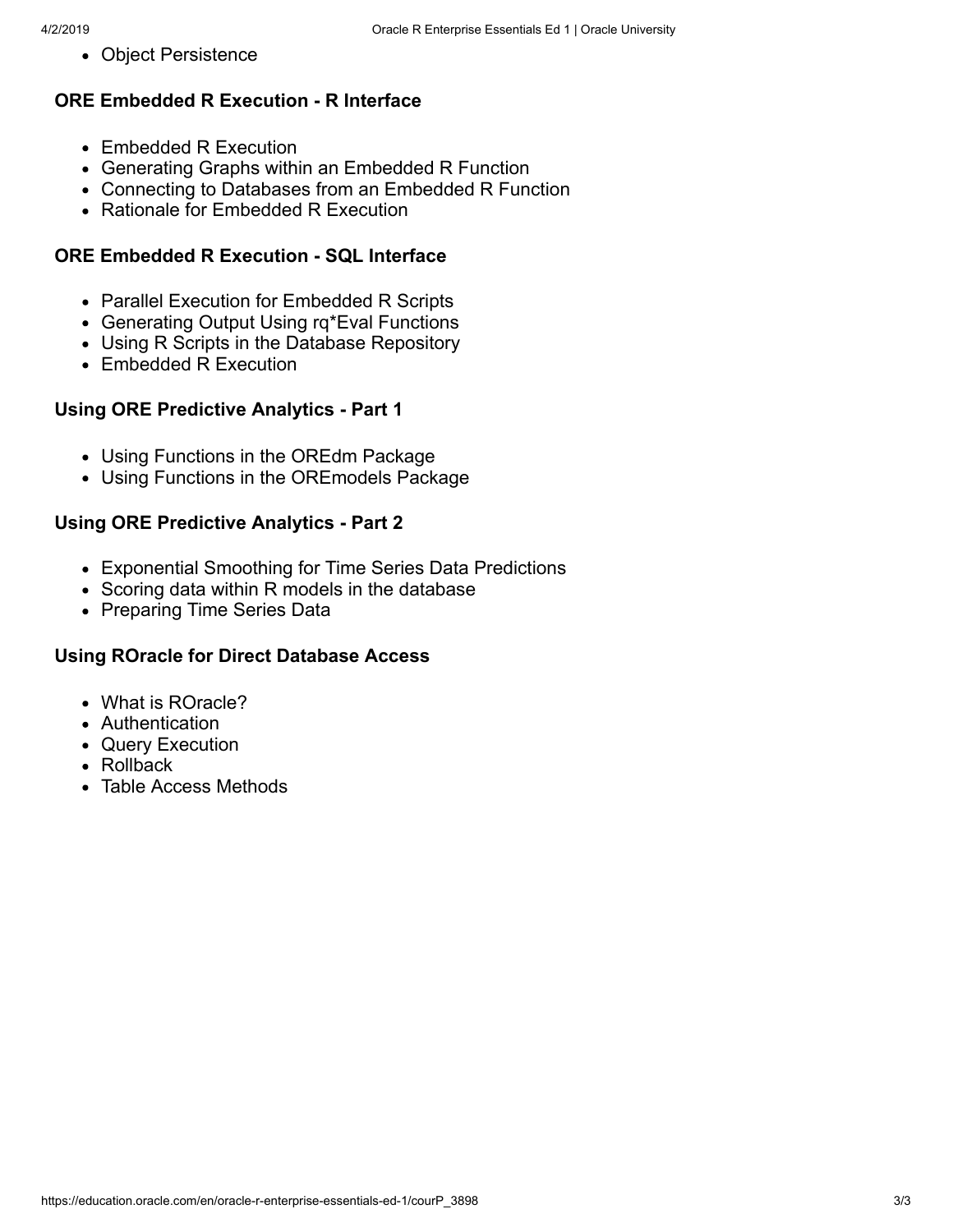- Object Persistence

### ORE Embedded R Execution - R Interface

- Embedded R Execution
- Generating Graphs within an Embedded R Function
- Connecting to Databases from an Embedded R Function
- Rationale for Embedded R Execution

### ORE Embedded R Execution - SQL Interface

- Parallel Execution for Embedded R Scripts
- Generating Output Using rq*Eval Functions
- Using R Scripts in the Database Repository
- Embedded R Execution

### Using ORE Predictive Analytics - Part 1

- Using Functions in the OREdm Package
- Using Functions in the OREmodels Package

### Using ORE Predictive Analytics - Part 2

- Exponential Smoothing for Time Series Data Predictions
- Scoring data within R models in the database
- Preparing Time Series Data

### Using ROracle for Direct Database Access

- What is ROracle?
- Authentication
- Query Execution
- Rollback
- Table Access Methods